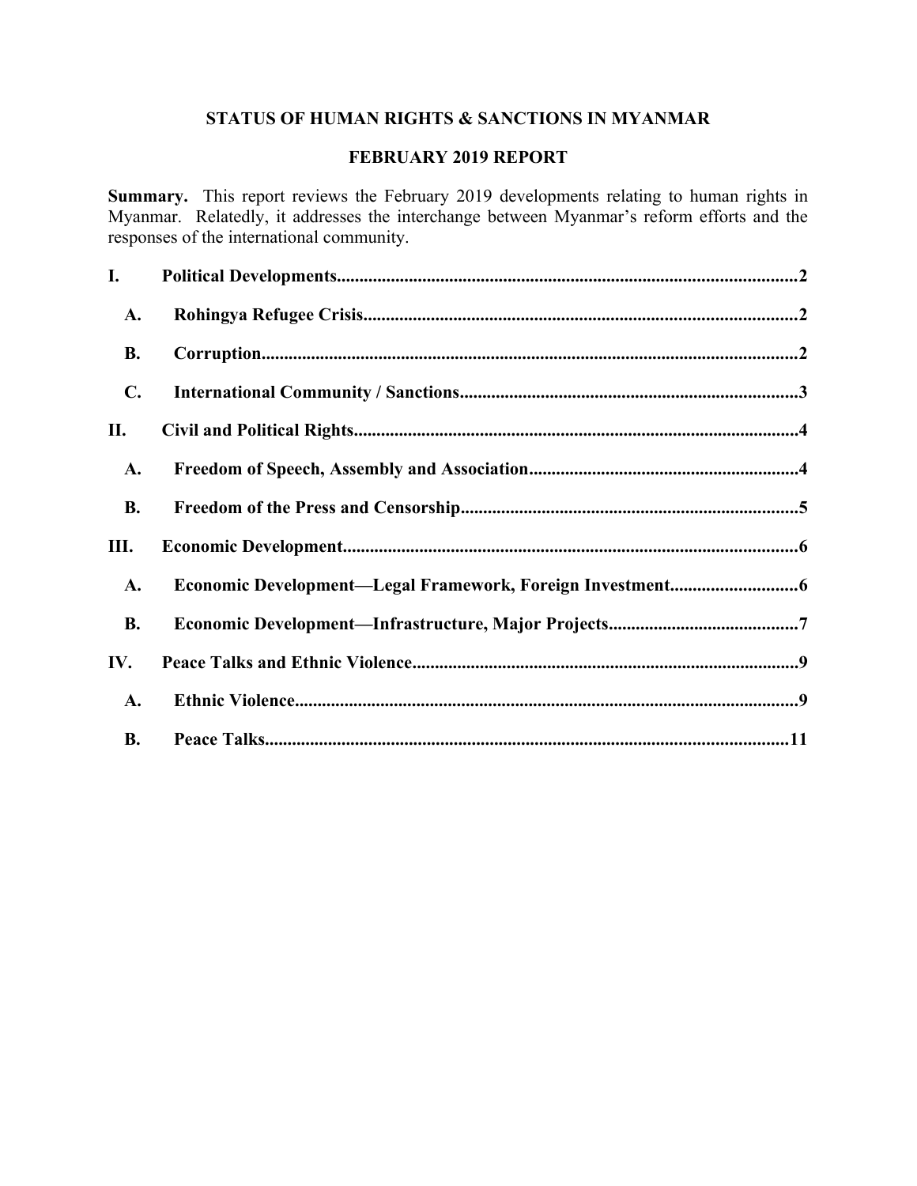# STATUS OF HUMAN RIGHTS & SANCTIONS IN MYANMAR

## FEBRUARY 2019 REPORT

**Summary.** This report reviews the February 2019 developments relating to human rights in Myanmar. Relatedly, it addresses the interchange between Myanmar's reform efforts and the responses of the international community.

**I. Political Developments**.....2

- **A. Rohingya Refugee Crisis**.....2
- **B. Corruption**.....2
- **C. International Community / Sanctions**.....3

**II. Civil and Political Rights**.....4

- **A. Freedom of Speech, Assembly and Association**.....4
- **B. Freedom of the Press and Censorship**.....5

**III. Economic Development**.....6

- **A. Economic Development—Legal Framework, Foreign Investment**.....6
- **B. Economic Development—Infrastructure, Major Projects**.....7

**IV. Peace Talks and Ethnic Violence**.....9

- **A. Ethnic Violence**.....9
- **B. Peace Talks**.....11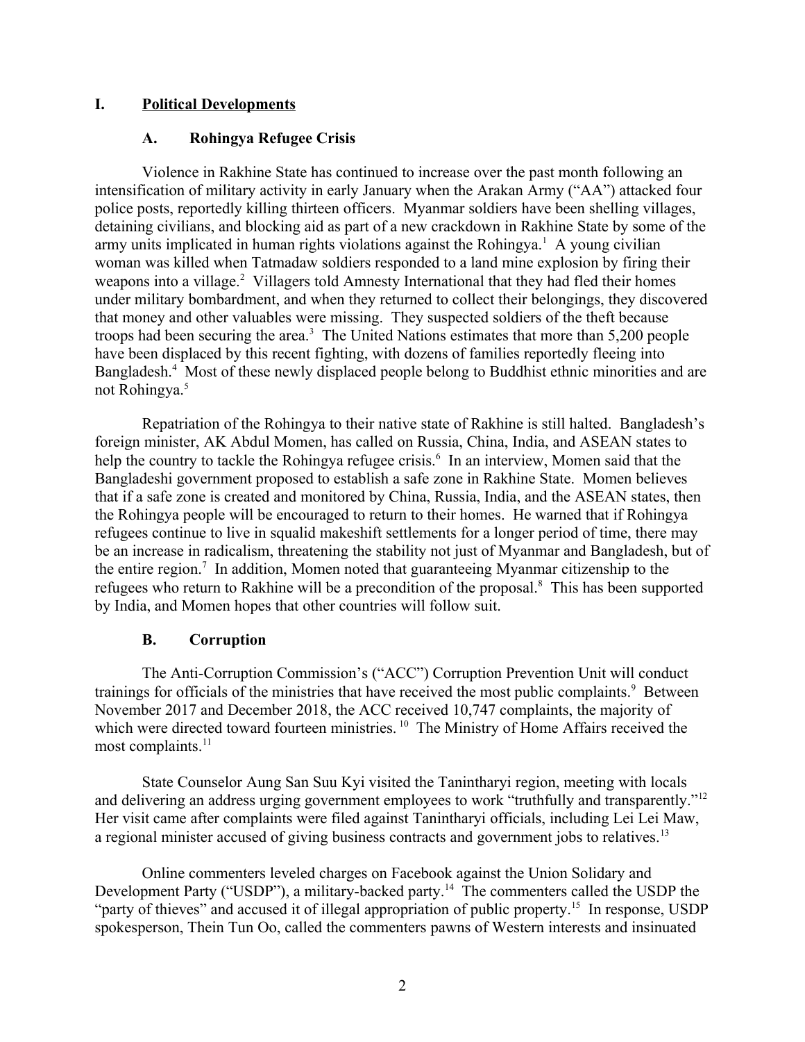# I. Political Developments

## A. Rohingya Refugee Crisis

Violence in Rakhine State has continued to increase over the past month following an intensification of military activity in early January when the Arakan Army ("AA") attacked four police posts, reportedly killing thirteen officers. Myanmar soldiers have been shelling villages, detaining civilians, and blocking aid as part of a new crackdown in Rakhine State by some of the army units implicated in human rights violations against the Rohingya.[1] A young civilian woman was killed when Tatmadaw soldiers responded to a land mine explosion by firing their weapons into a village.[2] Villagers told Amnesty International that they had fled their homes under military bombardment, and when they returned to collect their belongings, they discovered that money and other valuables were missing. They suspected soldiers of the theft because troops had been securing the area.[3] The United Nations estimates that more than 5,200 people have been displaced by this recent fighting, with dozens of families reportedly fleeing into Bangladesh.[4] Most of these newly displaced people belong to Buddhist ethnic minorities and are not Rohingya.[5]

Repatriation of the Rohingya to their native state of Rakhine is still halted. Bangladesh's foreign minister, AK Abdul Momen, has called on Russia, China, India, and ASEAN states to help the country to tackle the Rohingya refugee crisis.[6] In an interview, Momen said that the Bangladeshi government proposed to establish a safe zone in Rakhine State. Momen believes that if a safe zone is created and monitored by China, Russia, India, and the ASEAN states, then the Rohingya people will be encouraged to return to their homes. He warned that if Rohingya refugees continue to live in squalid makeshift settlements for a longer period of time, there may be an increase in radicalism, threatening the stability not just of Myanmar and Bangladesh, but of the entire region.[7] In addition, Momen noted that guaranteeing Myanmar citizenship to the refugees who return to Rakhine will be a precondition of the proposal.[8] This has been supported by India, and Momen hopes that other countries will follow suit.

## B. Corruption

The Anti-Corruption Commission's ("ACC") Corruption Prevention Unit will conduct trainings for officials of the ministries that have received the most public complaints.[9] Between November 2017 and December 2018, the ACC received 10,747 complaints, the majority of which were directed toward fourteen ministries.[10] The Ministry of Home Affairs received the most complaints.[11]

State Counselor Aung San Suu Kyi visited the Tanintharyi region, meeting with locals and delivering an address urging government employees to work "truthfully and transparently."[12] Her visit came after complaints were filed against Tanintharyi officials, including Lei Lei Maw, a regional minister accused of giving business contracts and government jobs to relatives.[13]

Online commenters leveled charges on Facebook against the Union Solidary and Development Party ("USDP"), a military-backed party.[14] The commenters called the USDP the "party of thieves" and accused it of illegal appropriation of public property.[15] In response, USDP spokesperson, Thein Tun Oo, called the commenters pawns of Western interests and insinuated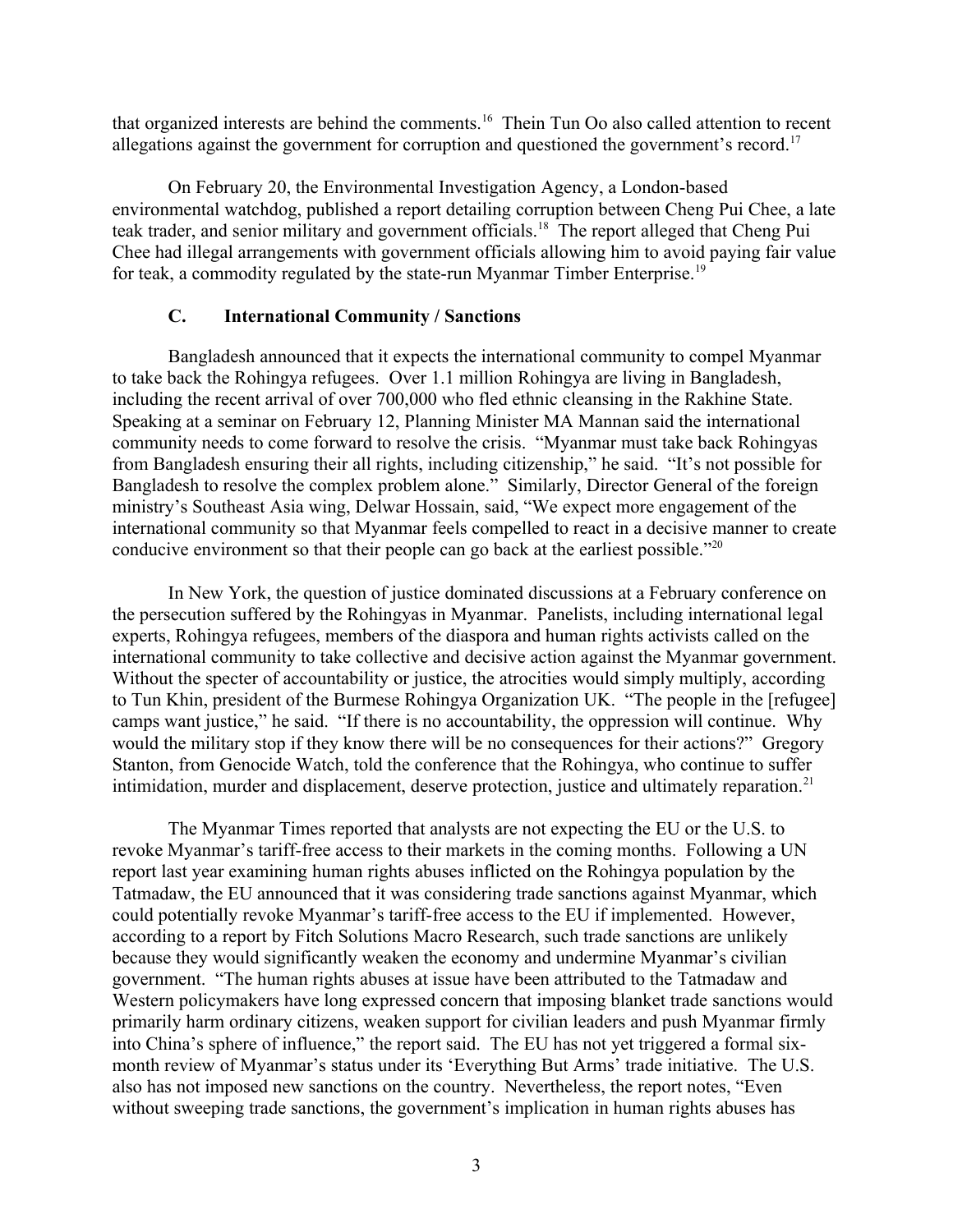that organized interests are behind the comments.[16] Thein Tun Oo also called attention to recent allegations against the government for corruption and questioned the government's record.[17]

On February 20, the Environmental Investigation Agency, a London-based environmental watchdog, published a report detailing corruption between Cheng Pui Chee, a late teak trader, and senior military and government officials.[18] The report alleged that Cheng Pui Chee had illegal arrangements with government officials allowing him to avoid paying fair value for teak, a commodity regulated by the state-run Myanmar Timber Enterprise.[19]

### C. International Community / Sanctions

Bangladesh announced that it expects the international community to compel Myanmar to take back the Rohingya refugees. Over 1.1 million Rohingya are living in Bangladesh, including the recent arrival of over 700,000 who fled ethnic cleansing in the Rakhine State. Speaking at a seminar on February 12, Planning Minister MA Mannan said the international community needs to come forward to resolve the crisis. "Myanmar must take back Rohingyas from Bangladesh ensuring their all rights, including citizenship," he said. "It's not possible for Bangladesh to resolve the complex problem alone." Similarly, Director General of the foreign ministry's Southeast Asia wing, Delwar Hossain, said, "We expect more engagement of the international community so that Myanmar feels compelled to react in a decisive manner to create conducive environment so that their people can go back at the earliest possible."[20]

In New York, the question of justice dominated discussions at a February conference on the persecution suffered by the Rohingyas in Myanmar. Panelists, including international legal experts, Rohingya refugees, members of the diaspora and human rights activists called on the international community to take collective and decisive action against the Myanmar government. Without the specter of accountability or justice, the atrocities would simply multiply, according to Tun Khin, president of the Burmese Rohingya Organization UK. "The people in the [refugee] camps want justice," he said. "If there is no accountability, the oppression will continue. Why would the military stop if they know there will be no consequences for their actions?" Gregory Stanton, from Genocide Watch, told the conference that the Rohingya, who continue to suffer intimidation, murder and displacement, deserve protection, justice and ultimately reparation.[21]

The Myanmar Times reported that analysts are not expecting the EU or the U.S. to revoke Myanmar's tariff-free access to their markets in the coming months. Following a UN report last year examining human rights abuses inflicted on the Rohingya population by the Tatmadaw, the EU announced that it was considering trade sanctions against Myanmar, which could potentially revoke Myanmar's tariff-free access to the EU if implemented. However, according to a report by Fitch Solutions Macro Research, such trade sanctions are unlikely because they would significantly weaken the economy and undermine Myanmar's civilian government. "The human rights abuses at issue have been attributed to the Tatmadaw and Western policymakers have long expressed concern that imposing blanket trade sanctions would primarily harm ordinary citizens, weaken support for civilian leaders and push Myanmar firmly into China's sphere of influence," the report said. The EU has not yet triggered a formal six-month review of Myanmar's status under its 'Everything But Arms' trade initiative. The U.S. also has not imposed new sanctions on the country. Nevertheless, the report notes, "Even without sweeping trade sanctions, the government's implication in human rights abuses has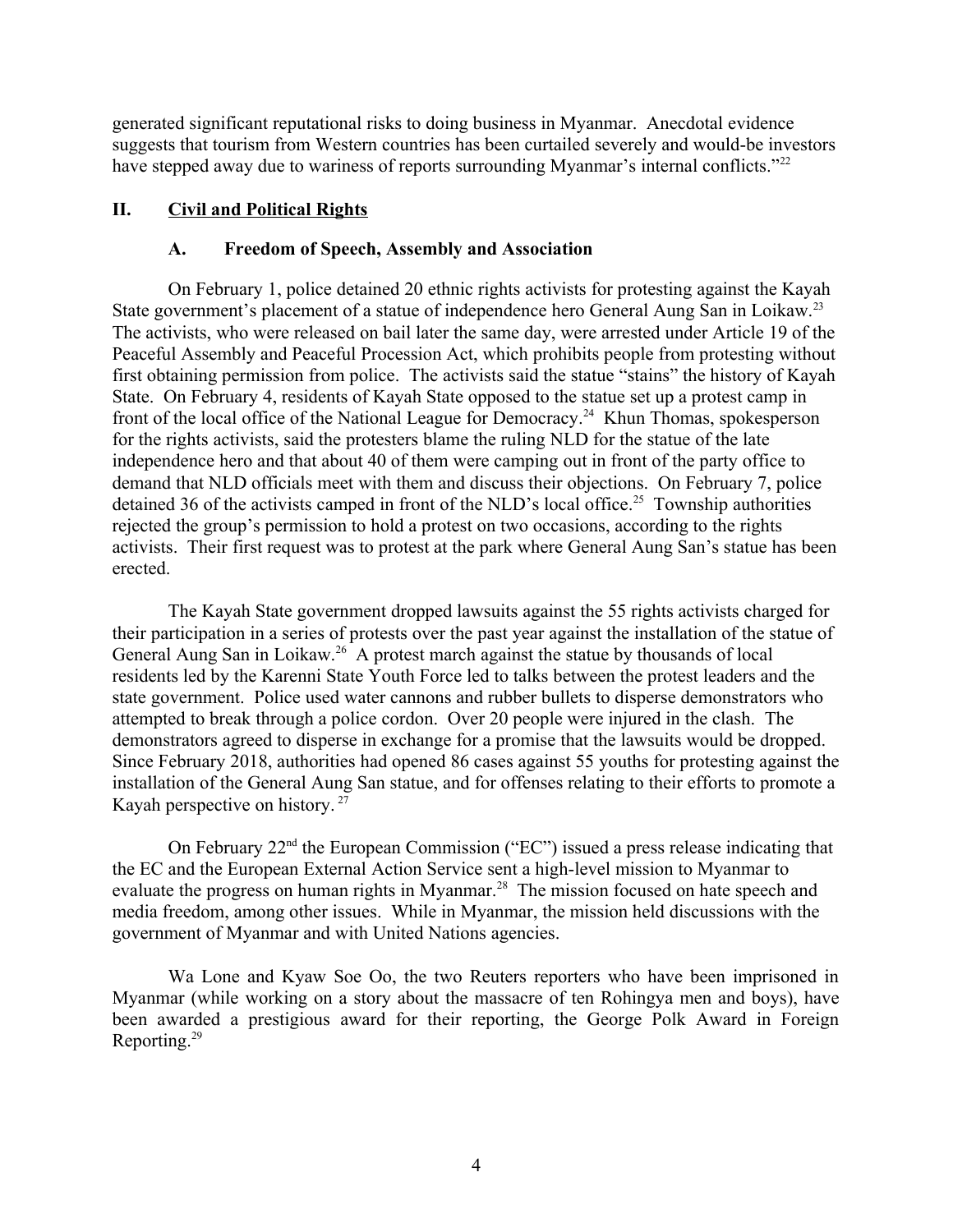generated significant reputational risks to doing business in Myanmar. Anecdotal evidence suggests that tourism from Western countries has been curtailed severely and would-be investors have stepped away due to wariness of reports surrounding Myanmar's internal conflicts."[22]

## II. Civil and Political Rights

### A. Freedom of Speech, Assembly and Association

On February 1, police detained 20 ethnic rights activists for protesting against the Kayah State government's placement of a statue of independence hero General Aung San in Loikaw.[23] The activists, who were released on bail later the same day, were arrested under Article 19 of the Peaceful Assembly and Peaceful Procession Act, which prohibits people from protesting without first obtaining permission from police. The activists said the statue "stains" the history of Kayah State. On February 4, residents of Kayah State opposed to the statue set up a protest camp in front of the local office of the National League for Democracy.[24] Khun Thomas, spokesperson for the rights activists, said the protesters blame the ruling NLD for the statue of the late independence hero and that about 40 of them were camping out in front of the party office to demand that NLD officials meet with them and discuss their objections. On February 7, police detained 36 of the activists camped in front of the NLD's local office.[25] Township authorities rejected the group's permission to hold a protest on two occasions, according to the rights activists. Their first request was to protest at the park where General Aung San's statue has been erected.

The Kayah State government dropped lawsuits against the 55 rights activists charged for their participation in a series of protests over the past year against the installation of the statue of General Aung San in Loikaw.[26] A protest march against the statue by thousands of local residents led by the Karenni State Youth Force led to talks between the protest leaders and the state government. Police used water cannons and rubber bullets to disperse demonstrators who attempted to break through a police cordon. Over 20 people were injured in the clash. The demonstrators agreed to disperse in exchange for a promise that the lawsuits would be dropped. Since February 2018, authorities had opened 86 cases against 55 youths for protesting against the installation of the General Aung San statue, and for offenses relating to their efforts to promote a Kayah perspective on history.[27]

On February 22nd the European Commission ("EC") issued a press release indicating that the EC and the European External Action Service sent a high-level mission to Myanmar to evaluate the progress on human rights in Myanmar.[28] The mission focused on hate speech and media freedom, among other issues. While in Myanmar, the mission held discussions with the government of Myanmar and with United Nations agencies.

Wa Lone and Kyaw Soe Oo, the two Reuters reporters who have been imprisoned in Myanmar (while working on a story about the massacre of ten Rohingya men and boys), have been awarded a prestigious award for their reporting, the George Polk Award in Foreign Reporting.[29]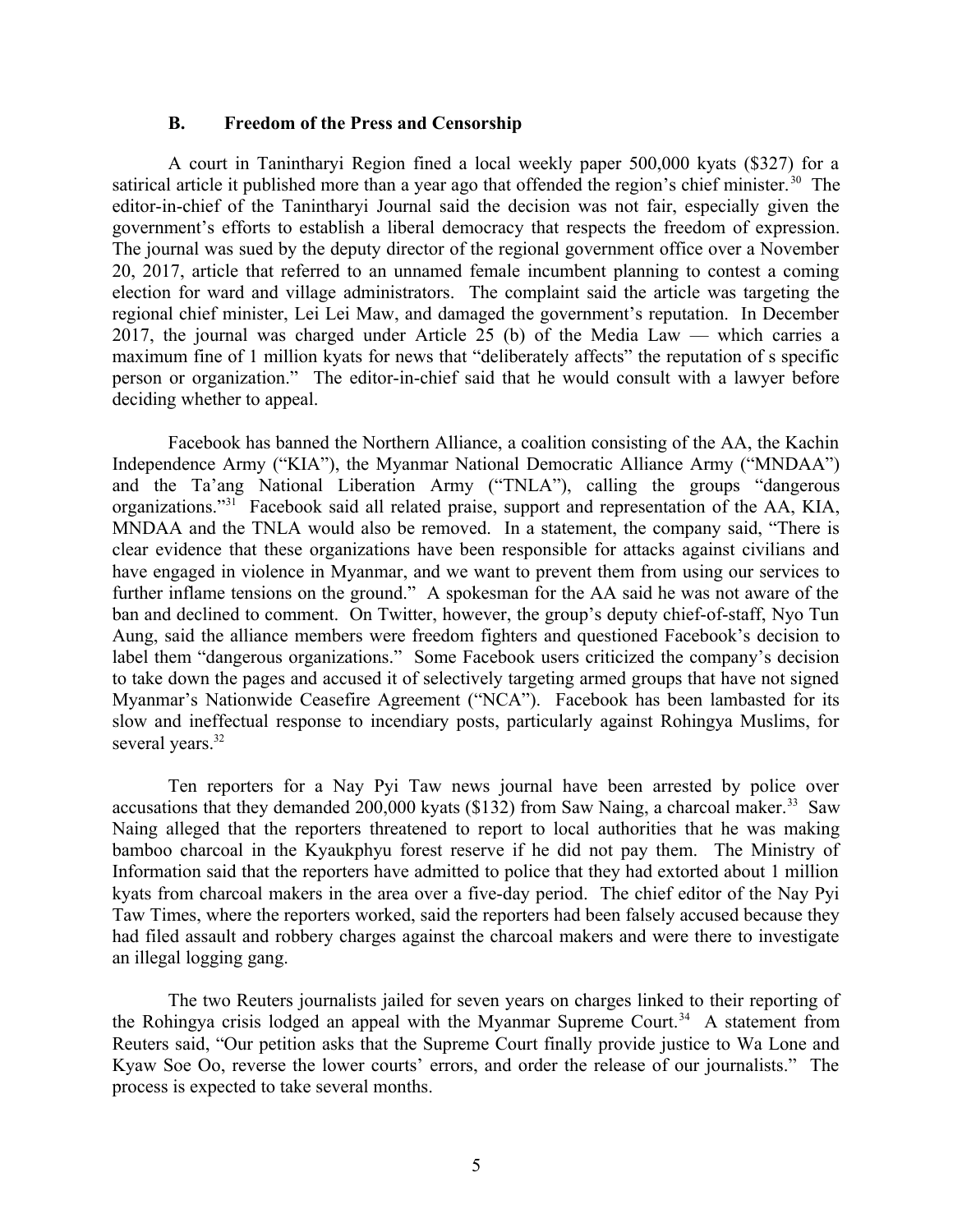### B. Freedom of the Press and Censorship

A court in Tanintharyi Region fined a local weekly paper 500,000 kyats ($327) for a satirical article it published more than a year ago that offended the region's chief minister.[30] The editor-in-chief of the Tanintharyi Journal said the decision was not fair, especially given the government's efforts to establish a liberal democracy that respects the freedom of expression. The journal was sued by the deputy director of the regional government office over a November 20, 2017, article that referred to an unnamed female incumbent planning to contest a coming election for ward and village administrators. The complaint said the article was targeting the regional chief minister, Lei Lei Maw, and damaged the government's reputation. In December 2017, the journal was charged under Article 25 (b) of the Media Law — which carries a maximum fine of 1 million kyats for news that "deliberately affects" the reputation of s specific person or organization." The editor-in-chief said that he would consult with a lawyer before deciding whether to appeal.

Facebook has banned the Northern Alliance, a coalition consisting of the AA, the Kachin Independence Army ("KIA"), the Myanmar National Democratic Alliance Army ("MNDAA") and the Ta'ang National Liberation Army ("TNLA"), calling the groups "dangerous organizations."[31] Facebook said all related praise, support and representation of the AA, KIA, MNDAA and the TNLA would also be removed. In a statement, the company said, "There is clear evidence that these organizations have been responsible for attacks against civilians and have engaged in violence in Myanmar, and we want to prevent them from using our services to further inflame tensions on the ground." A spokesman for the AA said he was not aware of the ban and declined to comment. On Twitter, however, the group's deputy chief-of-staff, Nyo Tun Aung, said the alliance members were freedom fighters and questioned Facebook's decision to label them "dangerous organizations." Some Facebook users criticized the company's decision to take down the pages and accused it of selectively targeting armed groups that have not signed Myanmar's Nationwide Ceasefire Agreement ("NCA"). Facebook has been lambasted for its slow and ineffectual response to incendiary posts, particularly against Rohingya Muslims, for several years.[32]

Ten reporters for a Nay Pyi Taw news journal have been arrested by police over accusations that they demanded 200,000 kyats ($132) from Saw Naing, a charcoal maker.[33] Saw Naing alleged that the reporters threatened to report to local authorities that he was making bamboo charcoal in the Kyaukphyu forest reserve if he did not pay them. The Ministry of Information said that the reporters have admitted to police that they had extorted about 1 million kyats from charcoal makers in the area over a five-day period. The chief editor of the Nay Pyi Taw Times, where the reporters worked, said the reporters had been falsely accused because they had filed assault and robbery charges against the charcoal makers and were there to investigate an illegal logging gang.

The two Reuters journalists jailed for seven years on charges linked to their reporting of the Rohingya crisis lodged an appeal with the Myanmar Supreme Court.[34] A statement from Reuters said, "Our petition asks that the Supreme Court finally provide justice to Wa Lone and Kyaw Soe Oo, reverse the lower courts' errors, and order the release of our journalists." The process is expected to take several months.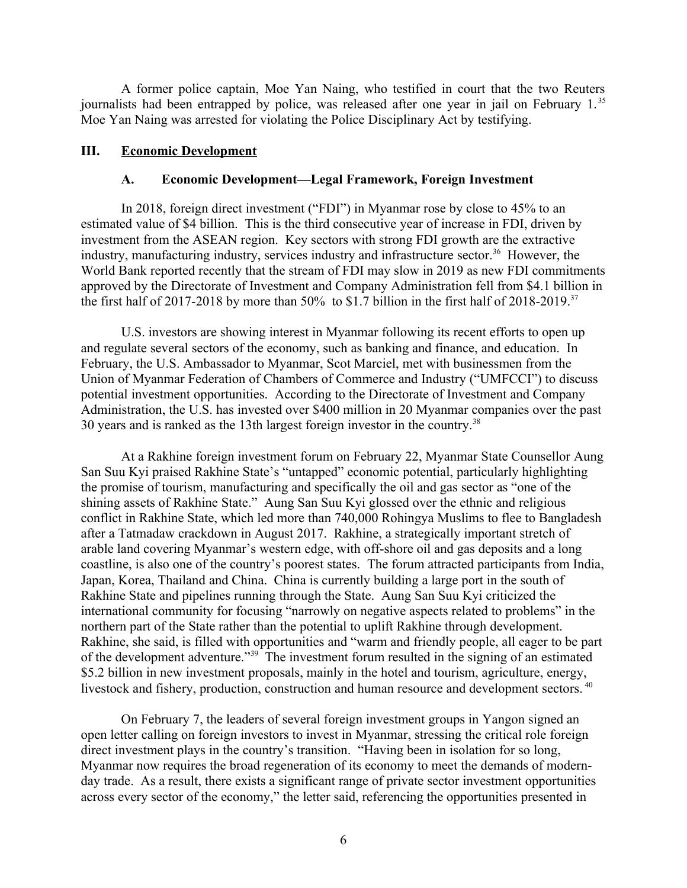A former police captain, Moe Yan Naing, who testified in court that the two Reuters journalists had been entrapped by police, was released after one year in jail on February 1.[35] Moe Yan Naing was arrested for violating the Police Disciplinary Act by testifying.

## III. Economic Development

### A. Economic Development—Legal Framework, Foreign Investment

In 2018, foreign direct investment ("FDI") in Myanmar rose by close to 45% to an estimated value of $4 billion. This is the third consecutive year of increase in FDI, driven by investment from the ASEAN region. Key sectors with strong FDI growth are the extractive industry, manufacturing industry, services industry and infrastructure sector.[36] However, the World Bank reported recently that the stream of FDI may slow in 2019 as new FDI commitments approved by the Directorate of Investment and Company Administration fell from $4.1 billion in the first half of 2017-2018 by more than 50% to $1.7 billion in the first half of 2018-2019.[37]

U.S. investors are showing interest in Myanmar following its recent efforts to open up and regulate several sectors of the economy, such as banking and finance, and education. In February, the U.S. Ambassador to Myanmar, Scot Marciel, met with businessmen from the Union of Myanmar Federation of Chambers of Commerce and Industry ("UMFCCI") to discuss potential investment opportunities. According to the Directorate of Investment and Company Administration, the U.S. has invested over $400 million in 20 Myanmar companies over the past 30 years and is ranked as the 13th largest foreign investor in the country.[38]

At a Rakhine foreign investment forum on February 22, Myanmar State Counsellor Aung San Suu Kyi praised Rakhine State's "untapped" economic potential, particularly highlighting the promise of tourism, manufacturing and specifically the oil and gas sector as "one of the shining assets of Rakhine State." Aung San Suu Kyi glossed over the ethnic and religious conflict in Rakhine State, which led more than 740,000 Rohingya Muslims to flee to Bangladesh after a Tatmadaw crackdown in August 2017. Rakhine, a strategically important stretch of arable land covering Myanmar's western edge, with off-shore oil and gas deposits and a long coastline, is also one of the country's poorest states. The forum attracted participants from India, Japan, Korea, Thailand and China. China is currently building a large port in the south of Rakhine State and pipelines running through the State. Aung San Suu Kyi criticized the international community for focusing "narrowly on negative aspects related to problems" in the northern part of the State rather than the potential to uplift Rakhine through development. Rakhine, she said, is filled with opportunities and "warm and friendly people, all eager to be part of the development adventure."[39] The investment forum resulted in the signing of an estimated $5.2 billion in new investment proposals, mainly in the hotel and tourism, agriculture, energy, livestock and fishery, production, construction and human resource and development sectors.[40]

On February 7, the leaders of several foreign investment groups in Yangon signed an open letter calling on foreign investors to invest in Myanmar, stressing the critical role foreign direct investment plays in the country's transition. "Having been in isolation for so long, Myanmar now requires the broad regeneration of its economy to meet the demands of modern-day trade. As a result, there exists a significant range of private sector investment opportunities across every sector of the economy," the letter said, referencing the opportunities presented in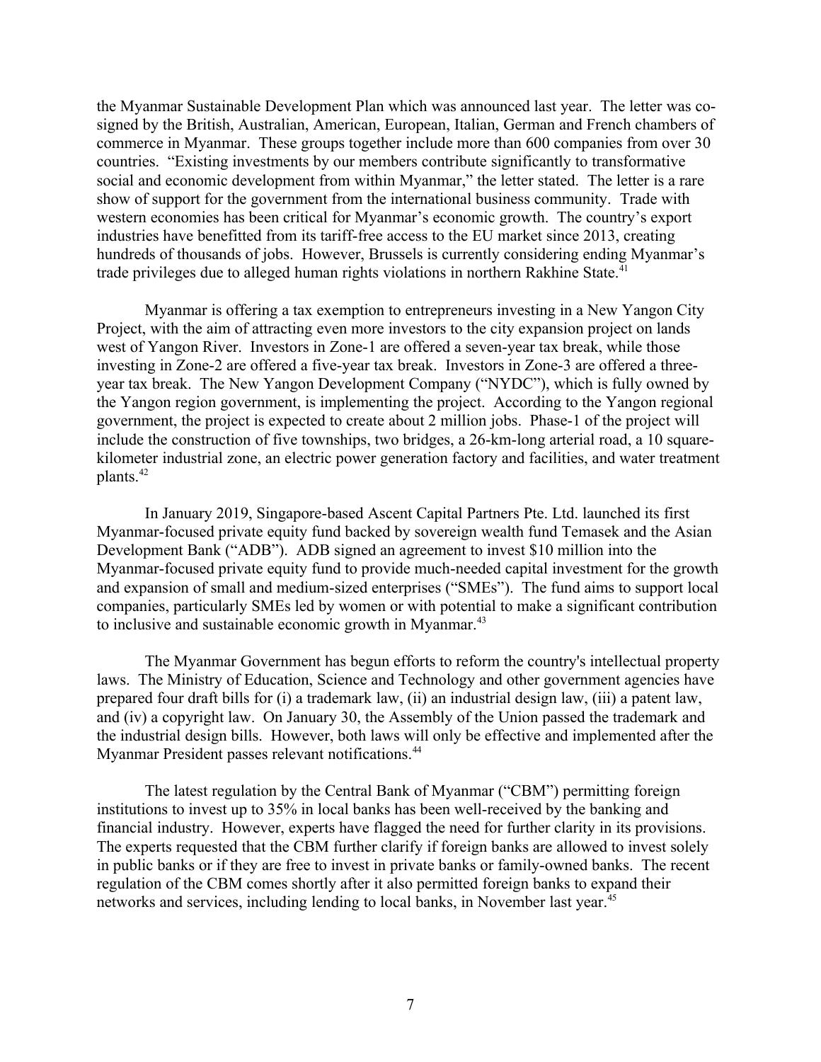the Myanmar Sustainable Development Plan which was announced last year. The letter was co-signed by the British, Australian, American, European, Italian, German and French chambers of commerce in Myanmar. These groups together include more than 600 companies from over 30 countries. "Existing investments by our members contribute significantly to transformative social and economic development from within Myanmar," the letter stated. The letter is a rare show of support for the government from the international business community. Trade with western economies has been critical for Myanmar's economic growth. The country's export industries have benefitted from its tariff-free access to the EU market since 2013, creating hundreds of thousands of jobs. However, Brussels is currently considering ending Myanmar's trade privileges due to alleged human rights violations in northern Rakhine State.[41]

Myanmar is offering a tax exemption to entrepreneurs investing in a New Yangon City Project, with the aim of attracting even more investors to the city expansion project on lands west of Yangon River. Investors in Zone-1 are offered a seven-year tax break, while those investing in Zone-2 are offered a five-year tax break. Investors in Zone-3 are offered a three-year tax break. The New Yangon Development Company ("NYDC"), which is fully owned by the Yangon region government, is implementing the project. According to the Yangon regional government, the project is expected to create about 2 million jobs. Phase-1 of the project will include the construction of five townships, two bridges, a 26-km-long arterial road, a 10 square-kilometer industrial zone, an electric power generation factory and facilities, and water treatment plants.[42]

In January 2019, Singapore-based Ascent Capital Partners Pte. Ltd. launched its first Myanmar-focused private equity fund backed by sovereign wealth fund Temasek and the Asian Development Bank ("ADB"). ADB signed an agreement to invest $10 million into the Myanmar-focused private equity fund to provide much-needed capital investment for the growth and expansion of small and medium-sized enterprises ("SMEs"). The fund aims to support local companies, particularly SMEs led by women or with potential to make a significant contribution to inclusive and sustainable economic growth in Myanmar.[43]

The Myanmar Government has begun efforts to reform the country's intellectual property laws. The Ministry of Education, Science and Technology and other government agencies have prepared four draft bills for (i) a trademark law, (ii) an industrial design law, (iii) a patent law, and (iv) a copyright law. On January 30, the Assembly of the Union passed the trademark and the industrial design bills. However, both laws will only be effective and implemented after the Myanmar President passes relevant notifications.[44]

The latest regulation by the Central Bank of Myanmar ("CBM") permitting foreign institutions to invest up to 35% in local banks has been well-received by the banking and financial industry. However, experts have flagged the need for further clarity in its provisions. The experts requested that the CBM further clarify if foreign banks are allowed to invest solely in public banks or if they are free to invest in private banks or family-owned banks. The recent regulation of the CBM comes shortly after it also permitted foreign banks to expand their networks and services, including lending to local banks, in November last year.[45]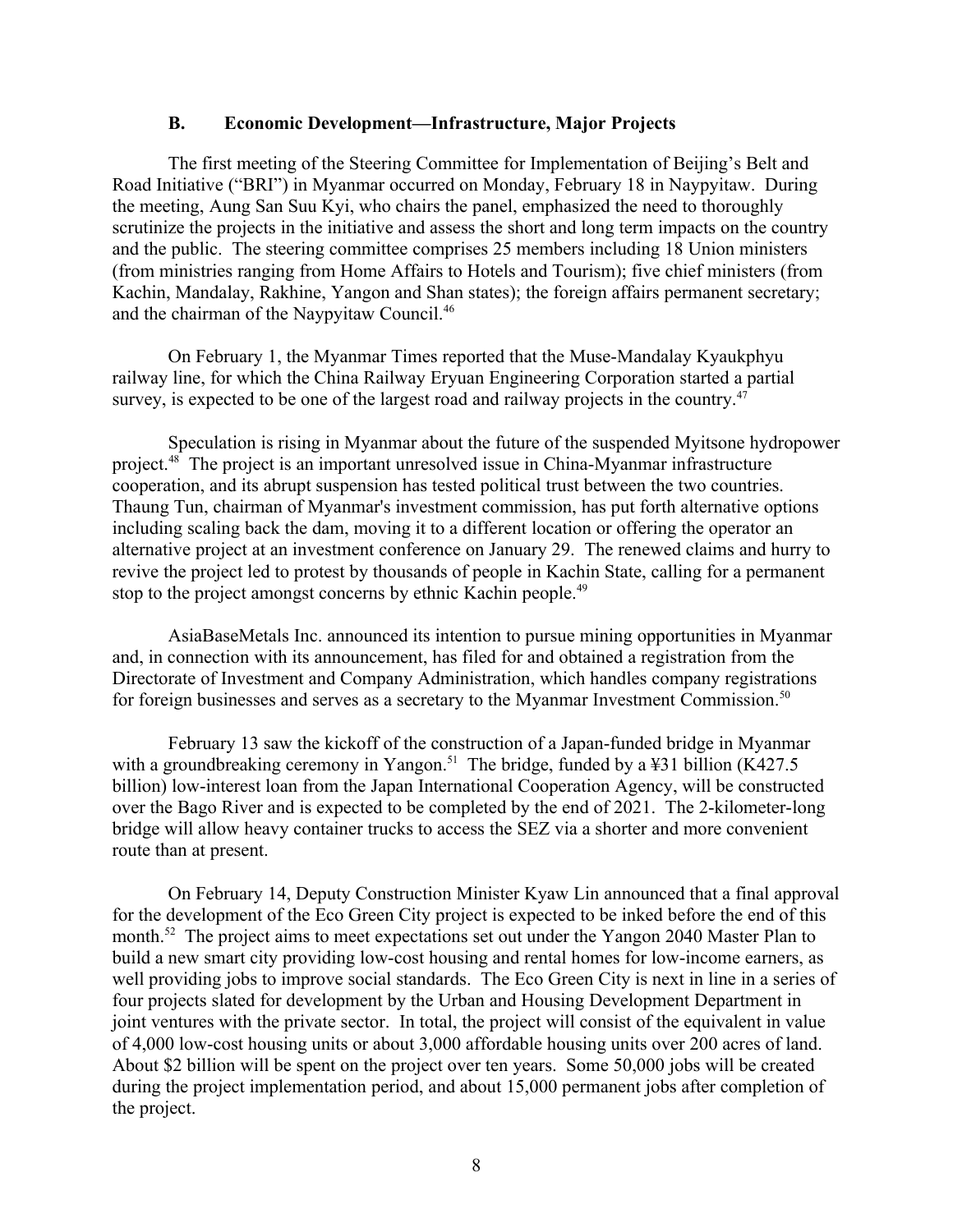### B. Economic Development—Infrastructure, Major Projects

The first meeting of the Steering Committee for Implementation of Beijing's Belt and Road Initiative ("BRI") in Myanmar occurred on Monday, February 18 in Naypyitaw. During the meeting, Aung San Suu Kyi, who chairs the panel, emphasized the need to thoroughly scrutinize the projects in the initiative and assess the short and long term impacts on the country and the public. The steering committee comprises 25 members including 18 Union ministers (from ministries ranging from Home Affairs to Hotels and Tourism); five chief ministers (from Kachin, Mandalay, Rakhine, Yangon and Shan states); the foreign affairs permanent secretary; and the chairman of the Naypyitaw Council.[46]

On February 1, the Myanmar Times reported that the Muse-Mandalay Kyaukphyu railway line, for which the China Railway Eryuan Engineering Corporation started a partial survey, is expected to be one of the largest road and railway projects in the country.[47]

Speculation is rising in Myanmar about the future of the suspended Myitsone hydropower project.[48] The project is an important unresolved issue in China-Myanmar infrastructure cooperation, and its abrupt suspension has tested political trust between the two countries. Thaung Tun, chairman of Myanmar's investment commission, has put forth alternative options including scaling back the dam, moving it to a different location or offering the operator an alternative project at an investment conference on January 29. The renewed claims and hurry to revive the project led to protest by thousands of people in Kachin State, calling for a permanent stop to the project amongst concerns by ethnic Kachin people.[49]

AsiaBaseMetals Inc. announced its intention to pursue mining opportunities in Myanmar and, in connection with its announcement, has filed for and obtained a registration from the Directorate of Investment and Company Administration, which handles company registrations for foreign businesses and serves as a secretary to the Myanmar Investment Commission.[50]

February 13 saw the kickoff of the construction of a Japan-funded bridge in Myanmar with a groundbreaking ceremony in Yangon.[51] The bridge, funded by a ¥31 billion (K427.5 billion) low-interest loan from the Japan International Cooperation Agency, will be constructed over the Bago River and is expected to be completed by the end of 2021. The 2-kilometer-long bridge will allow heavy container trucks to access the SEZ via a shorter and more convenient route than at present.

On February 14, Deputy Construction Minister Kyaw Lin announced that a final approval for the development of the Eco Green City project is expected to be inked before the end of this month.[52] The project aims to meet expectations set out under the Yangon 2040 Master Plan to build a new smart city providing low-cost housing and rental homes for low-income earners, as well providing jobs to improve social standards. The Eco Green City is next in line in a series of four projects slated for development by the Urban and Housing Development Department in joint ventures with the private sector. In total, the project will consist of the equivalent in value of 4,000 low-cost housing units or about 3,000 affordable housing units over 200 acres of land. About $2 billion will be spent on the project over ten years. Some 50,000 jobs will be created during the project implementation period, and about 15,000 permanent jobs after completion of the project.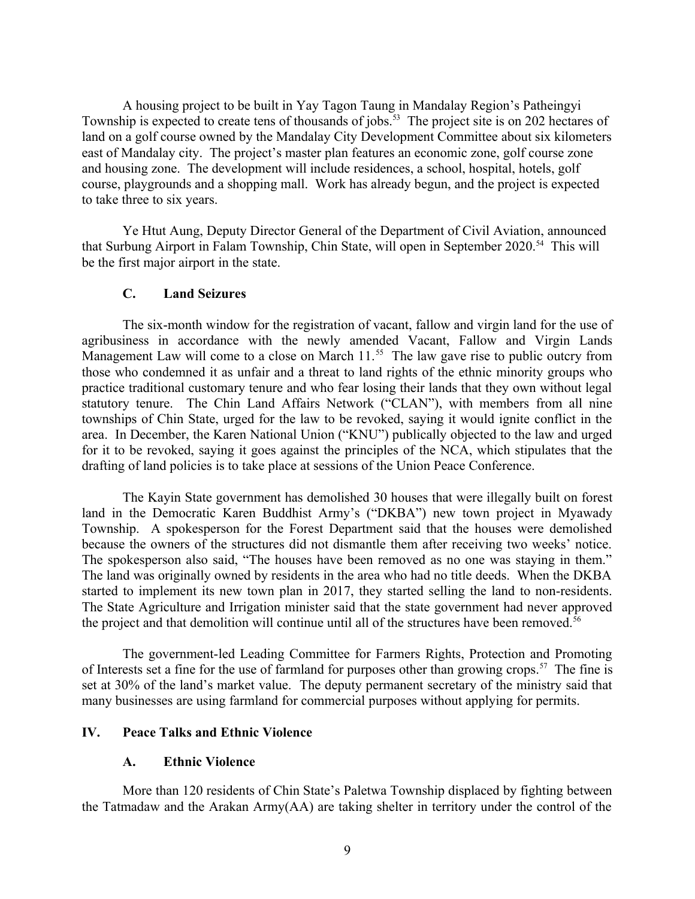A housing project to be built in Yay Tagon Taung in Mandalay Region's Patheingyi Township is expected to create tens of thousands of jobs.[53] The project site is on 202 hectares of land on a golf course owned by the Mandalay City Development Committee about six kilometers east of Mandalay city. The project's master plan features an economic zone, golf course zone and housing zone. The development will include residences, a school, hospital, hotels, golf course, playgrounds and a shopping mall. Work has already begun, and the project is expected to take three to six years.

Ye Htut Aung, Deputy Director General of the Department of Civil Aviation, announced that Surbung Airport in Falam Township, Chin State, will open in September 2020.[54] This will be the first major airport in the state.

### C. Land Seizures

The six-month window for the registration of vacant, fallow and virgin land for the use of agribusiness in accordance with the newly amended Vacant, Fallow and Virgin Lands Management Law will come to a close on March 11.[55] The law gave rise to public outcry from those who condemned it as unfair and a threat to land rights of the ethnic minority groups who practice traditional customary tenure and who fear losing their lands that they own without legal statutory tenure. The Chin Land Affairs Network ("CLAN"), with members from all nine townships of Chin State, urged for the law to be revoked, saying it would ignite conflict in the area. In December, the Karen National Union ("KNU") publically objected to the law and urged for it to be revoked, saying it goes against the principles of the NCA, which stipulates that the drafting of land policies is to take place at sessions of the Union Peace Conference.

The Kayin State government has demolished 30 houses that were illegally built on forest land in the Democratic Karen Buddhist Army's ("DKBA") new town project in Myawady Township. A spokesperson for the Forest Department said that the houses were demolished because the owners of the structures did not dismantle them after receiving two weeks' notice. The spokesperson also said, "The houses have been removed as no one was staying in them." The land was originally owned by residents in the area who had no title deeds. When the DKBA started to implement its new town plan in 2017, they started selling the land to non-residents. The State Agriculture and Irrigation minister said that the state government had never approved the project and that demolition will continue until all of the structures have been removed.[56]

The government-led Leading Committee for Farmers Rights, Protection and Promoting of Interests set a fine for the use of farmland for purposes other than growing crops.[57] The fine is set at 30% of the land's market value. The deputy permanent secretary of the ministry said that many businesses are using farmland for commercial purposes without applying for permits.

## IV. Peace Talks and Ethnic Violence

### A. Ethnic Violence

More than 120 residents of Chin State's Paletwa Township displaced by fighting between the Tatmadaw and the Arakan Army(AA) are taking shelter in territory under the control of the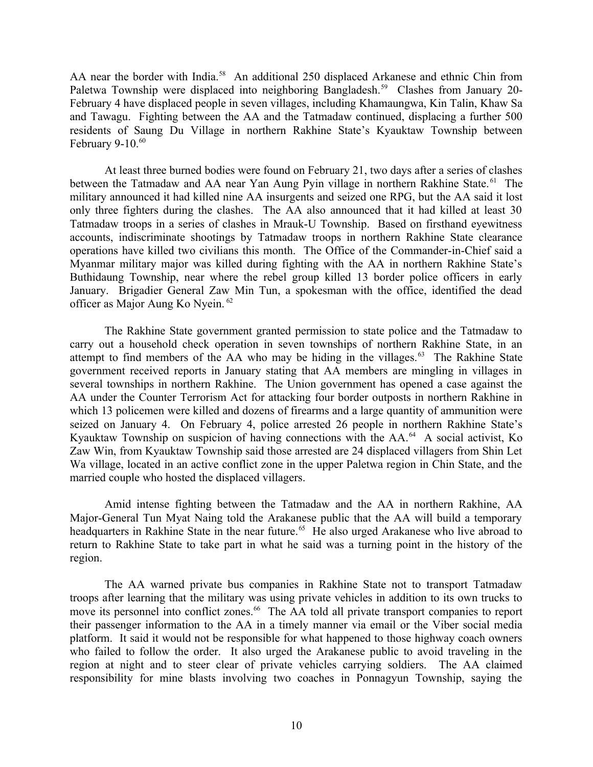AA near the border with India.[58] An additional 250 displaced Arkanese and ethnic Chin from Paletwa Township were displaced into neighboring Bangladesh.[59] Clashes from January 20-February 4 have displaced people in seven villages, including Khamaungwa, Kin Talin, Khaw Sa and Tawagu. Fighting between the AA and the Tatmadaw continued, displacing a further 500 residents of Saung Du Village in northern Rakhine State's Kyauktaw Township between February 9-10.[60]

At least three burned bodies were found on February 21, two days after a series of clashes between the Tatmadaw and AA near Yan Aung Pyin village in northern Rakhine State.[61] The military announced it had killed nine AA insurgents and seized one RPG, but the AA said it lost only three fighters during the clashes. The AA also announced that it had killed at least 30 Tatmadaw troops in a series of clashes in Mrauk-U Township. Based on firsthand eyewitness accounts, indiscriminate shootings by Tatmadaw troops in northern Rakhine State clearance operations have killed two civilians this month. The Office of the Commander-in-Chief said a Myanmar military major was killed during fighting with the AA in northern Rakhine State's Buthidaung Township, near where the rebel group killed 13 border police officers in early January. Brigadier General Zaw Min Tun, a spokesman with the office, identified the dead officer as Major Aung Ko Nyein.[62]

The Rakhine State government granted permission to state police and the Tatmadaw to carry out a household check operation in seven townships of northern Rakhine State, in an attempt to find members of the AA who may be hiding in the villages.[63] The Rakhine State government received reports in January stating that AA members are mingling in villages in several townships in northern Rakhine. The Union government has opened a case against the AA under the Counter Terrorism Act for attacking four border outposts in northern Rakhine in which 13 policemen were killed and dozens of firearms and a large quantity of ammunition were seized on January 4. On February 4, police arrested 26 people in northern Rakhine State's Kyauktaw Township on suspicion of having connections with the AA.[64] A social activist, Ko Zaw Win, from Kyauktaw Township said those arrested are 24 displaced villagers from Shin Let Wa village, located in an active conflict zone in the upper Paletwa region in Chin State, and the married couple who hosted the displaced villagers.

Amid intense fighting between the Tatmadaw and the AA in northern Rakhine, AA Major-General Tun Myat Naing told the Arakanese public that the AA will build a temporary headquarters in Rakhine State in the near future.[65] He also urged Arakanese who live abroad to return to Rakhine State to take part in what he said was a turning point in the history of the region.

The AA warned private bus companies in Rakhine State not to transport Tatmadaw troops after learning that the military was using private vehicles in addition to its own trucks to move its personnel into conflict zones.[66] The AA told all private transport companies to report their passenger information to the AA in a timely manner via email or the Viber social media platform. It said it would not be responsible for what happened to those highway coach owners who failed to follow the order. It also urged the Arakanese public to avoid traveling in the region at night and to steer clear of private vehicles carrying soldiers. The AA claimed responsibility for mine blasts involving two coaches in Ponnagyun Township, saying the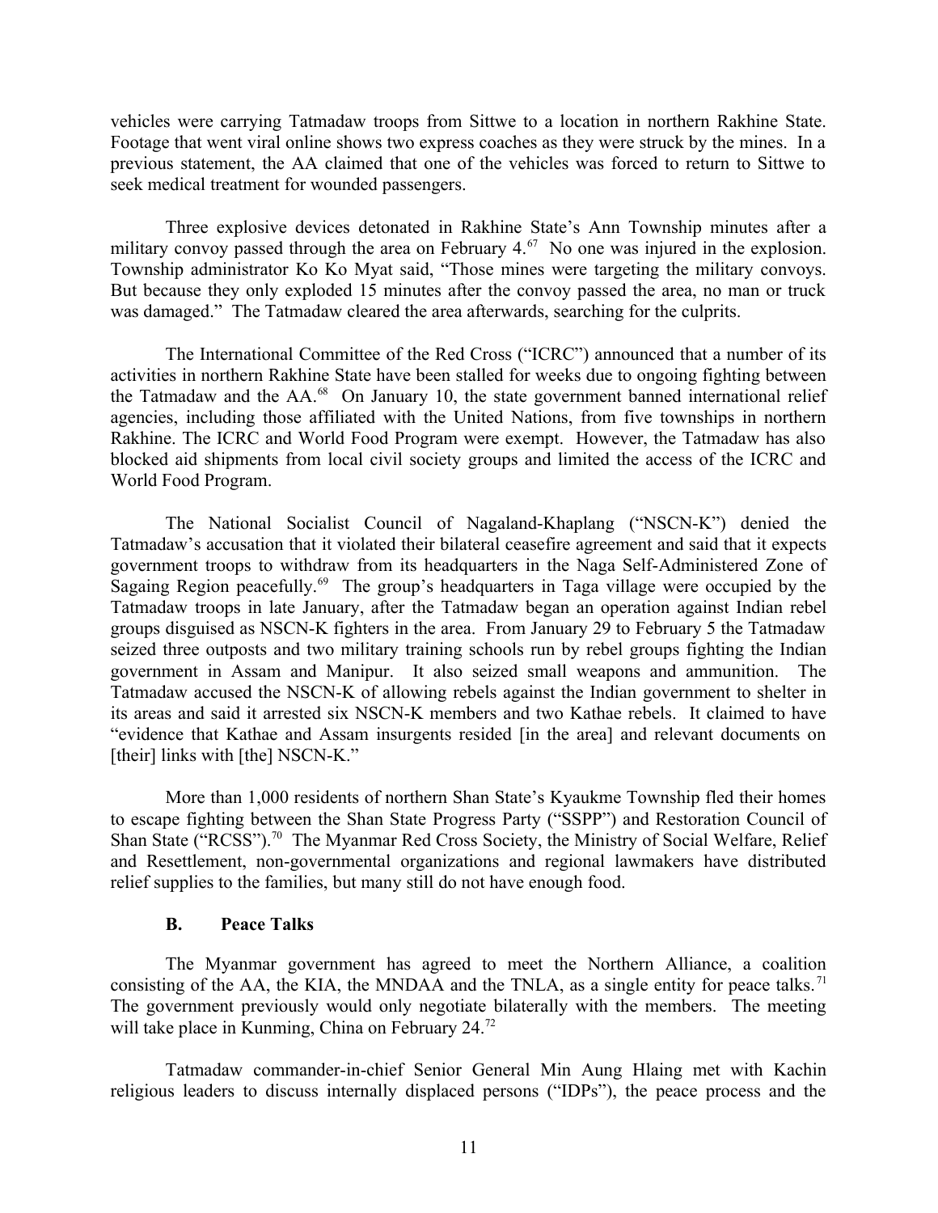vehicles were carrying Tatmadaw troops from Sittwe to a location in northern Rakhine State. Footage that went viral online shows two express coaches as they were struck by the mines. In a previous statement, the AA claimed that one of the vehicles was forced to return to Sittwe to seek medical treatment for wounded passengers.

Three explosive devices detonated in Rakhine State's Ann Township minutes after a military convoy passed through the area on February 4.[67] No one was injured in the explosion. Township administrator Ko Ko Myat said, "Those mines were targeting the military convoys. But because they only exploded 15 minutes after the convoy passed the area, no man or truck was damaged." The Tatmadaw cleared the area afterwards, searching for the culprits.

The International Committee of the Red Cross ("ICRC") announced that a number of its activities in northern Rakhine State have been stalled for weeks due to ongoing fighting between the Tatmadaw and the AA.[68] On January 10, the state government banned international relief agencies, including those affiliated with the United Nations, from five townships in northern Rakhine. The ICRC and World Food Program were exempt. However, the Tatmadaw has also blocked aid shipments from local civil society groups and limited the access of the ICRC and World Food Program.

The National Socialist Council of Nagaland-Khaplang ("NSCN-K") denied the Tatmadaw's accusation that it violated their bilateral ceasefire agreement and said that it expects government troops to withdraw from its headquarters in the Naga Self-Administered Zone of Sagaing Region peacefully.[69] The group's headquarters in Taga village were occupied by the Tatmadaw troops in late January, after the Tatmadaw began an operation against Indian rebel groups disguised as NSCN-K fighters in the area. From January 29 to February 5 the Tatmadaw seized three outposts and two military training schools run by rebel groups fighting the Indian government in Assam and Manipur. It also seized small weapons and ammunition. The Tatmadaw accused the NSCN-K of allowing rebels against the Indian government to shelter in its areas and said it arrested six NSCN-K members and two Kathae rebels. It claimed to have "evidence that Kathae and Assam insurgents resided [in the area] and relevant documents on [their] links with [the] NSCN-K."

More than 1,000 residents of northern Shan State's Kyaukme Township fled their homes to escape fighting between the Shan State Progress Party ("SSPP") and Restoration Council of Shan State ("RCSS").[70] The Myanmar Red Cross Society, the Ministry of Social Welfare, Relief and Resettlement, non-governmental organizations and regional lawmakers have distributed relief supplies to the families, but many still do not have enough food.

### B. Peace Talks

The Myanmar government has agreed to meet the Northern Alliance, a coalition consisting of the AA, the KIA, the MNDAA and the TNLA, as a single entity for peace talks.[71] The government previously would only negotiate bilaterally with the members. The meeting will take place in Kunming, China on February 24.[72]

Tatmadaw commander-in-chief Senior General Min Aung Hlaing met with Kachin religious leaders to discuss internally displaced persons ("IDPs"), the peace process and the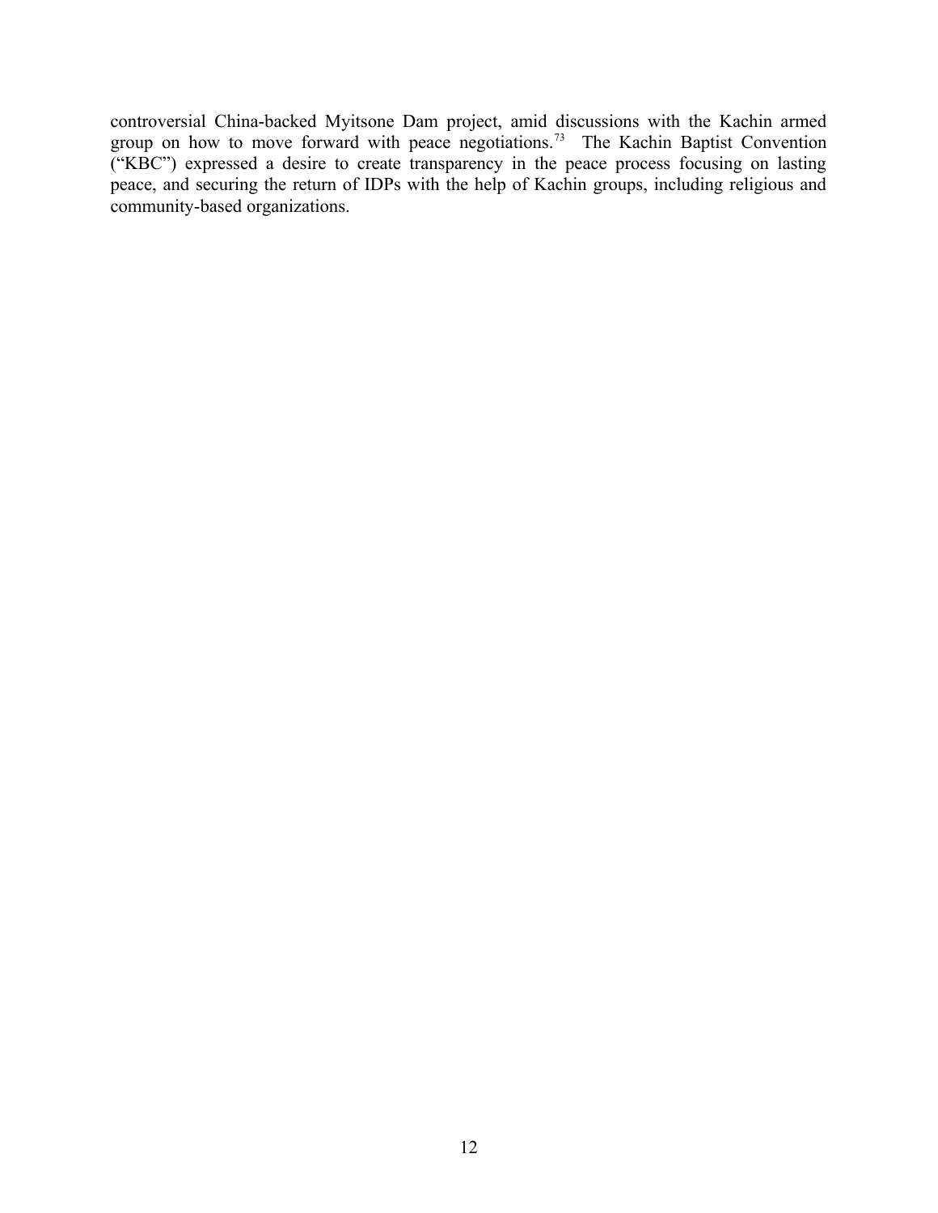controversial China-backed Myitsone Dam project, amid discussions with the Kachin armed group on how to move forward with peace negotiations.[73] The Kachin Baptist Convention ("KBC") expressed a desire to create transparency in the peace process focusing on lasting peace, and securing the return of IDPs with the help of Kachin groups, including religious and community-based organizations.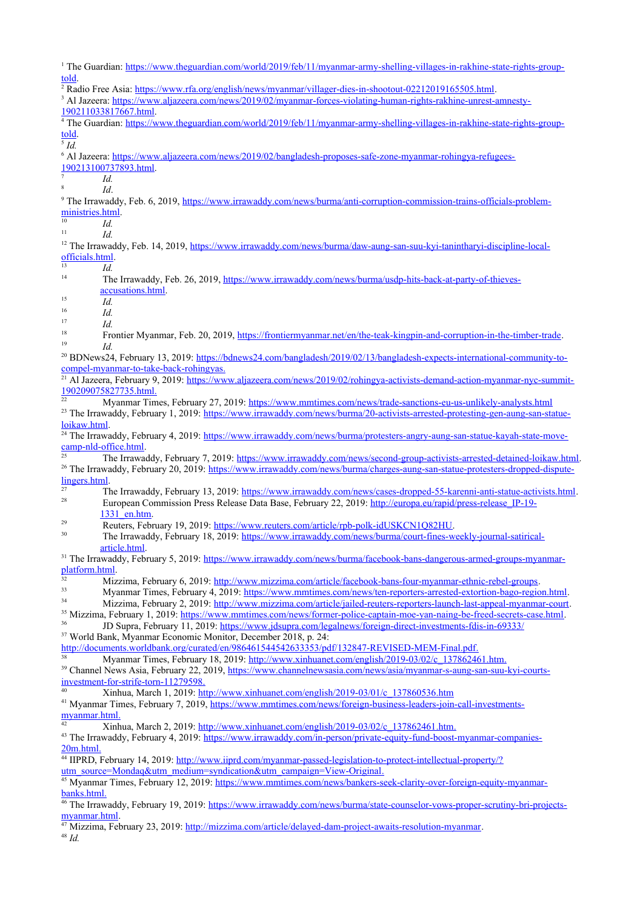[1] The Guardian: https://www.theguardian.com/world/2019/feb/11/myanmar-army-shelling-villages-in-rakhine-state-rights-group-told.

[2] Radio Free Asia: https://www.rfa.org/english/news/myanmar/villager-dies-in-shootout-02212019165505.html.

[3] Al Jazeera: https://www.aljazeera.com/news/2019/02/myanmar-forces-violating-human-rights-rakhine-unrest-amnesty-190211033817667.html.

[4] The Guardian: https://www.theguardian.com/world/2019/feb/11/myanmar-army-shelling-villages-in-rakhine-state-rights-group-told.

[5] *Id.*

[6] Al Jazeera: https://www.aljazeera.com/news/2019/02/bangladesh-proposes-safe-zone-myanmar-rohingya-refugees-190213100737893.html.

[7] *Id.*

[8] *Id*.

[9] The Irrawaddy, Feb. 6, 2019, https://www.irrawaddy.com/news/burma/anti-corruption-commission-trains-officials-problem-ministries.html.

[10] *Id.*

[11] *Id.*

[12] The Irrawaddy, Feb. 14, 2019, https://www.irrawaddy.com/news/burma/daw-aung-san-suu-kyi-tanintharyi-discipline-local-officials.html.

[13] *Id.*

[14] The Irrawaddy, Feb. 26, 2019, https://www.irrawaddy.com/news/burma/usdp-hits-back-at-party-of-thieves-accusations.html.

[15] *Id.*

[16] *Id.*

[17] *Id.*

[18] Frontier Myanmar, Feb. 20, 2019, https://frontiermyanmar.net/en/the-teak-kingpin-and-corruption-in-the-timber-trade.

[19] *Id.*

[20] BDNews24, February 13, 2019: https://bdnews24.com/bangladesh/2019/02/13/bangladesh-expects-international-community-to-compel-myanmar-to-take-back-rohingyas.

[21] Al Jazeera, February 9, 2019: https://www.aljazeera.com/news/2019/02/rohingya-activists-demand-action-myanmar-nyc-summit-190209075827735.html.

[22] Myanmar Times, February 27, 2019: https://www.mmtimes.com/news/trade-sanctions-eu-us-unlikely-analysts.html

[23] The Irrawaddy, February 1, 2019: https://www.irrawaddy.com/news/burma/20-activists-arrested-protesting-gen-aung-san-statue-loikaw.html.

[24] The Irrawaddy, February 4, 2019: https://www.irrawaddy.com/news/burma/protesters-angry-aung-san-statue-kayah-state-move-camp-nld-office.html.

[25] The Irrawaddy, February 7, 2019: https://www.irrawaddy.com/news/second-group-activists-arrested-detained-loikaw.html.

[26] The Irrawaddy, February 20, 2019: https://www.irrawaddy.com/news/burma/charges-aung-san-statue-protesters-dropped-dispute-lingers.html.

[27] The Irrawaddy, February 13, 2019: https://www.irrawaddy.com/news/cases-dropped-55-karenni-anti-statue-activists.html.

[28] European Commission Press Release Data Base, February 22, 2019: http://europa.eu/rapid/press-release_IP-19-1331_en.htm.

[29] Reuters, February 19, 2019: https://www.reuters.com/article/rpb-polk-idUSKCN1Q82HU.

[30] The Irrawaddy, February 18, 2019: https://www.irrawaddy.com/news/burma/court-fines-weekly-journal-satirical-article.html.

[31] The Irrawaddy, February 5, 2019: https://www.irrawaddy.com/news/burma/facebook-bans-dangerous-armed-groups-myanmar-platform.html.

[32] Mizzima, February 6, 2019: http://www.mizzima.com/article/facebook-bans-four-myanmar-ethnic-rebel-groups.

[33] Myanmar Times, February 4, 2019: https://www.mmtimes.com/news/ten-reporters-arrested-extortion-bago-region.html.

[34] Mizzima, February 2, 2019: http://www.mizzima.com/article/jailed-reuters-reporters-launch-last-appeal-myanmar-court.

[35] Mizzima, February 1, 2019: https://www.mmtimes.com/news/former-police-captain-moe-yan-naing-be-freed-secrets-case.html.

[36] JD Supra, February 11, 2019: https://www.jdsupra.com/legalnews/foreign-direct-investments-fdis-in-69333/

[37] World Bank, Myanmar Economic Monitor, December 2018, p. 24: http://documents.worldbank.org/curated/en/986461544542633353/pdf/132847-REVISED-MEM-Final.pdf.

[38] Myanmar Times, February 18, 2019: http://www.xinhuanet.com/english/2019-03/02/c_137862461.htm.

[39] Channel News Asia, February 22, 2019, https://www.channelnewsasia.com/news/asia/myanmar-s-aung-san-suu-kyi-courts-investment-for-strife-torn-11279598.

[40] Xinhua, March 1, 2019: http://www.xinhuanet.com/english/2019-03/01/c_137860536.htm

[41] Myanmar Times, February 7, 2019, https://www.mmtimes.com/news/foreign-business-leaders-join-call-investments-myanmar.html.

[42] Xinhua, March 2, 2019: http://www.xinhuanet.com/english/2019-03/02/c_137862461.htm.

[43] The Irrawaddy, February 4, 2019: https://www.irrawaddy.com/in-person/private-equity-fund-boost-myanmar-companies-20m.html.

[44] IIPRD, February 14, 2019: http://www.iiprd.com/myanmar-passed-legislation-to-protect-intellectual-property/?utm_source=Mondaq&utm_medium=syndication&utm_campaign=View-Original.

[45] Myanmar Times, February 12, 2019: https://www.mmtimes.com/news/bankers-seek-clarity-over-foreign-equity-myanmar-banks.html.

[46] The Irrawaddy, February 19, 2019: https://www.irrawaddy.com/news/burma/state-counselor-vows-proper-scrutiny-bri-projects-myanmar.html.

[47] Mizzima, February 23, 2019: http://mizzima.com/article/delayed-dam-project-awaits-resolution-myanmar.

[48] *Id.*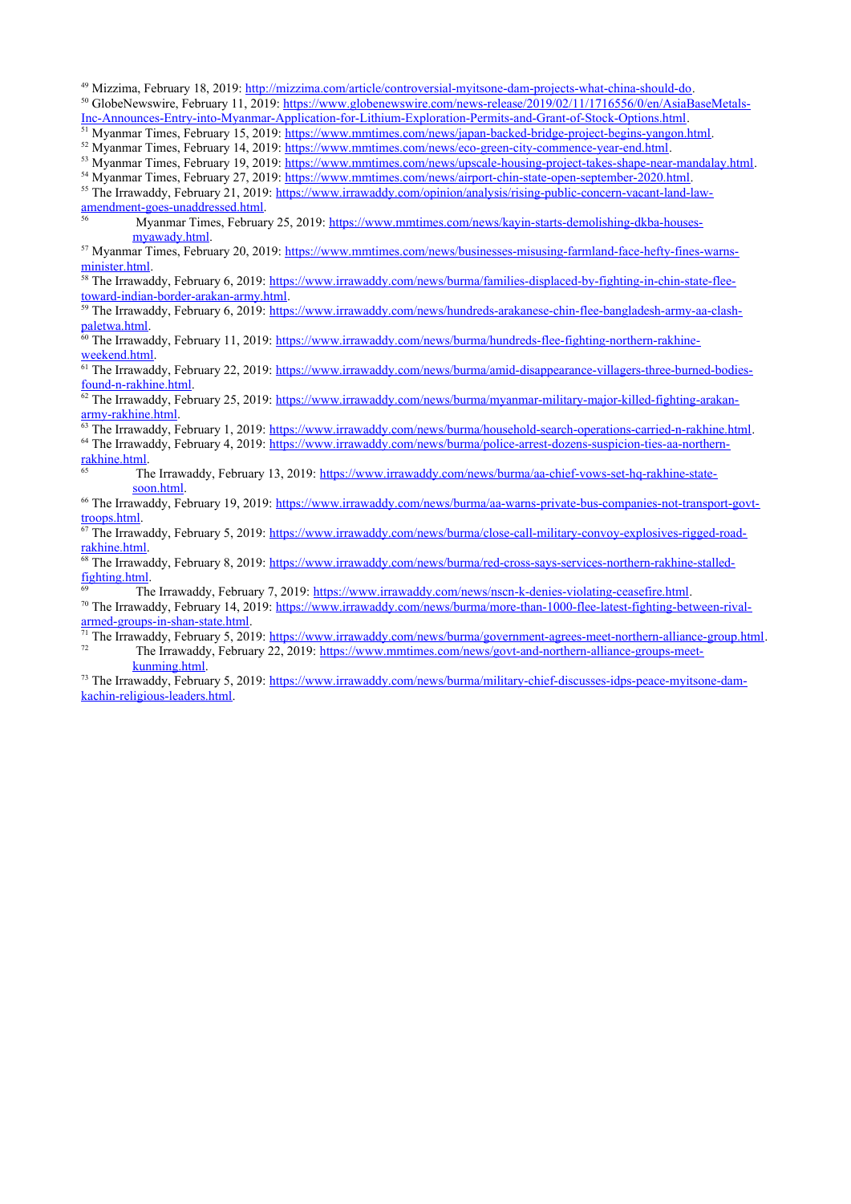[49] Mizzima, February 18, 2019: http://mizzima.com/article/controversial-myitsone-dam-projects-what-china-should-do.

[50] GlobeNewswire, February 11, 2019: https://www.globenewswire.com/news-release/2019/02/11/1716556/0/en/AsiaBaseMetals-Inc-Announces-Entry-into-Myanmar-Application-for-Lithium-Exploration-Permits-and-Grant-of-Stock-Options.html.

[51] Myanmar Times, February 15, 2019: https://www.mmtimes.com/news/japan-backed-bridge-project-begins-yangon.html.

[52] Myanmar Times, February 14, 2019: https://www.mmtimes.com/news/eco-green-city-commence-year-end.html.

[53] Myanmar Times, February 19, 2019: https://www.mmtimes.com/news/upscale-housing-project-takes-shape-near-mandalay.html.

[54] Myanmar Times, February 27, 2019: https://www.mmtimes.com/news/airport-chin-state-open-september-2020.html.

[55] The Irrawaddy, February 21, 2019: https://www.irrawaddy.com/opinion/analysis/rising-public-concern-vacant-land-law-amendment-goes-unaddressed.html.

[56] Myanmar Times, February 25, 2019: https://www.mmtimes.com/news/kayin-starts-demolishing-dkba-houses-myawady.html.

[57] Myanmar Times, February 20, 2019: https://www.mmtimes.com/news/businesses-misusing-farmland-face-hefty-fines-warns-minister.html.

[58] The Irrawaddy, February 6, 2019: https://www.irrawaddy.com/news/burma/families-displaced-by-fighting-in-chin-state-flee-toward-indian-border-arakan-army.html.

[59] The Irrawaddy, February 6, 2019: https://www.irrawaddy.com/news/hundreds-arakanese-chin-flee-bangladesh-army-aa-clash-paletwa.html.

[60] The Irrawaddy, February 11, 2019: https://www.irrawaddy.com/news/burma/hundreds-flee-fighting-northern-rakhine-weekend.html.

[61] The Irrawaddy, February 22, 2019: https://www.irrawaddy.com/news/burma/amid-disappearance-villagers-three-burned-bodies-found-n-rakhine.html.

[62] The Irrawaddy, February 25, 2019: https://www.irrawaddy.com/news/burma/myanmar-military-major-killed-fighting-arakan-army-rakhine.html.

[63] The Irrawaddy, February 1, 2019: https://www.irrawaddy.com/news/burma/household-search-operations-carried-n-rakhine.html.

[64] The Irrawaddy, February 4, 2019: https://www.irrawaddy.com/news/burma/police-arrest-dozens-suspicion-ties-aa-northern-rakhine.html.

[65] The Irrawaddy, February 13, 2019: https://www.irrawaddy.com/news/burma/aa-chief-vows-set-hq-rakhine-state-soon.html.

[66] The Irrawaddy, February 19, 2019: https://www.irrawaddy.com/news/burma/aa-warns-private-bus-companies-not-transport-govt-troops.html.

[67] The Irrawaddy, February 5, 2019: https://www.irrawaddy.com/news/burma/close-call-military-convoy-explosives-rigged-road-rakhine.html.

[68] The Irrawaddy, February 8, 2019: https://www.irrawaddy.com/news/burma/red-cross-says-services-northern-rakhine-stalled-fighting.html.

[69] The Irrawaddy, February 7, 2019: https://www.irrawaddy.com/news/nscn-k-denies-violating-ceasefire.html.

[70] The Irrawaddy, February 14, 2019: https://www.irrawaddy.com/news/burma/more-than-1000-flee-latest-fighting-between-rival-armed-groups-in-shan-state.html.

[71] The Irrawaddy, February 5, 2019: https://www.irrawaddy.com/news/burma/government-agrees-meet-northern-alliance-group.html.

[72] The Irrawaddy, February 22, 2019: https://www.mmtimes.com/news/govt-and-northern-alliance-groups-meet-kunming.html.

[73] The Irrawaddy, February 5, 2019: https://www.irrawaddy.com/news/burma/military-chief-discusses-idps-peace-myitsone-dam-kachin-religious-leaders.html.